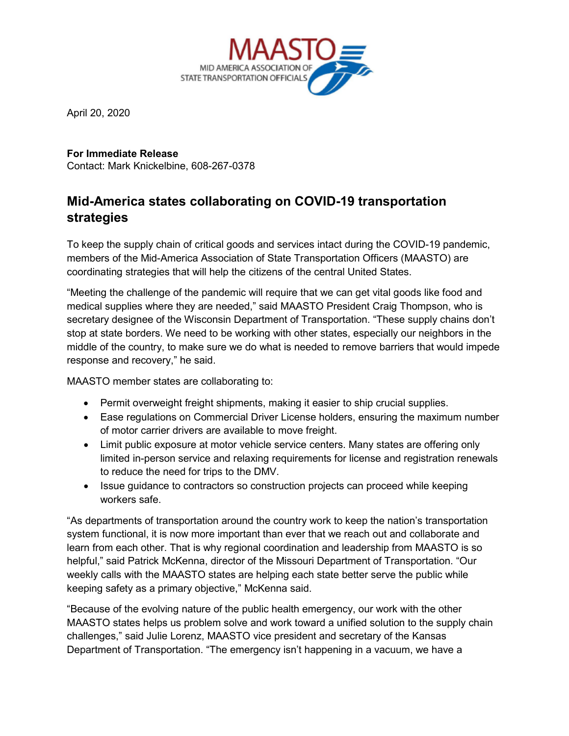MAASTO
MID AMERICA ASSOCIATION OF STATE TRANSPORTATION OFFICIALS

April 20, 2020

**For Immediate Release**
Contact: Mark Knickelbine, 608-267-0378

## Mid-America states collaborating on COVID-19 transportation strategies

To keep the supply chain of critical goods and services intact during the COVID-19 pandemic, members of the Mid-America Association of State Transportation Officers (MAASTO) are coordinating strategies that will help the citizens of the central United States.

"Meeting the challenge of the pandemic will require that we can get vital goods like food and medical supplies where they are needed," said MAASTO President Craig Thompson, who is secretary designee of the Wisconsin Department of Transportation. "These supply chains don't stop at state borders. We need to be working with other states, especially our neighbors in the middle of the country, to make sure we do what is needed to remove barriers that would impede response and recovery," he said.

MAASTO member states are collaborating to:

- Permit overweight freight shipments, making it easier to ship crucial supplies.
- Ease regulations on Commercial Driver License holders, ensuring the maximum number of motor carrier drivers are available to move freight.
- Limit public exposure at motor vehicle service centers. Many states are offering only limited in-person service and relaxing requirements for license and registration renewals to reduce the need for trips to the DMV.
- Issue guidance to contractors so construction projects can proceed while keeping workers safe.

"As departments of transportation around the country work to keep the nation's transportation system functional, it is now more important than ever that we reach out and collaborate and learn from each other. That is why regional coordination and leadership from MAASTO is so helpful," said Patrick McKenna, director of the Missouri Department of Transportation. "Our weekly calls with the MAASTO states are helping each state better serve the public while keeping safety as a primary objective," McKenna said.

"Because of the evolving nature of the public health emergency, our work with the other MAASTO states helps us problem solve and work toward a unified solution to the supply chain challenges," said Julie Lorenz, MAASTO vice president and secretary of the Kansas Department of Transportation. "The emergency isn't happening in a vacuum, we have a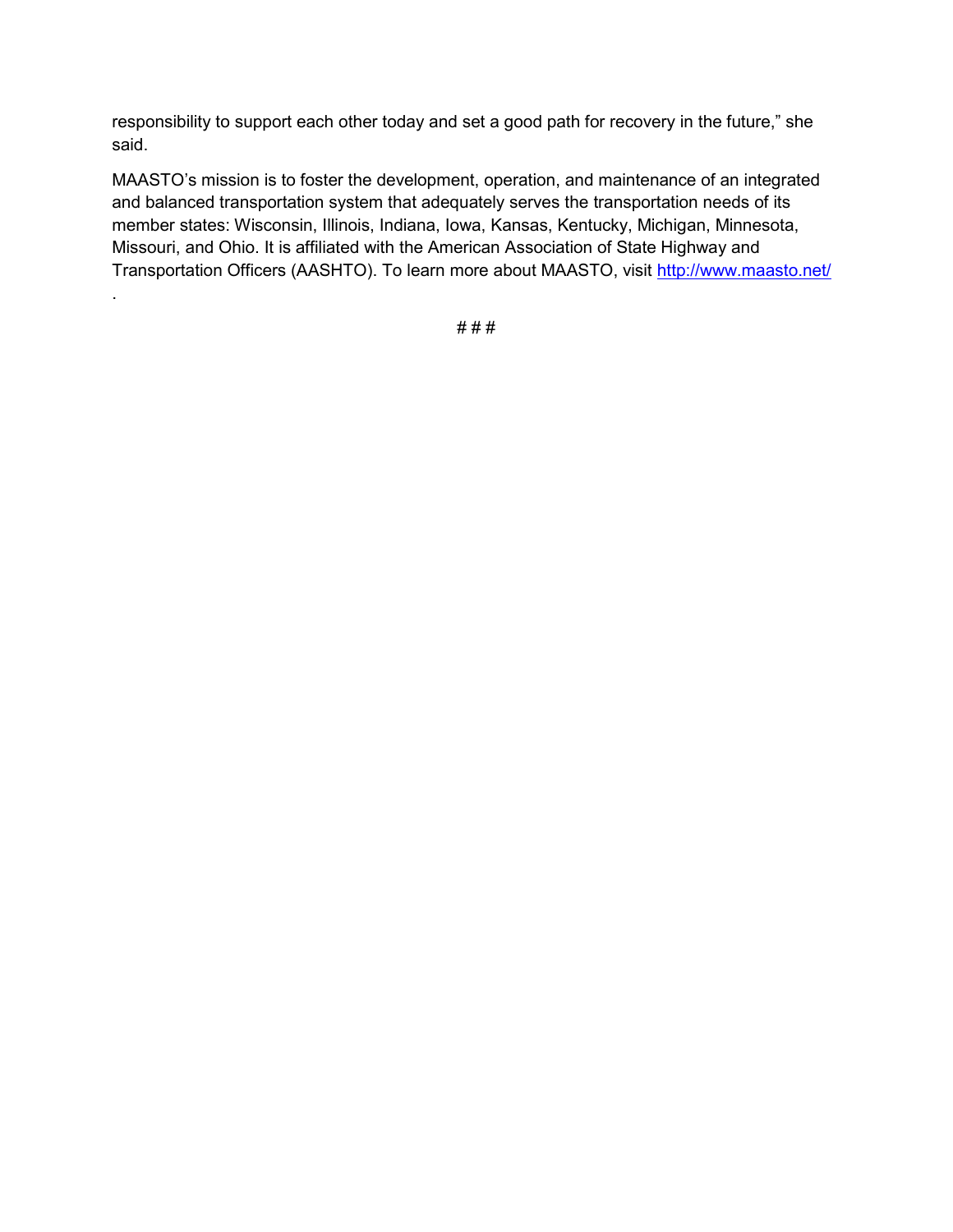responsibility to support each other today and set a good path for recovery in the future," she said.

MAASTO's mission is to foster the development, operation, and maintenance of an integrated and balanced transportation system that adequately serves the transportation needs of its member states: Wisconsin, Illinois, Indiana, Iowa, Kansas, Kentucky, Michigan, Minnesota, Missouri, and Ohio. It is affiliated with the American Association of State Highway and Transportation Officers (AASHTO). To learn more about MAASTO, visit http://www.maasto.net/ .

# # #